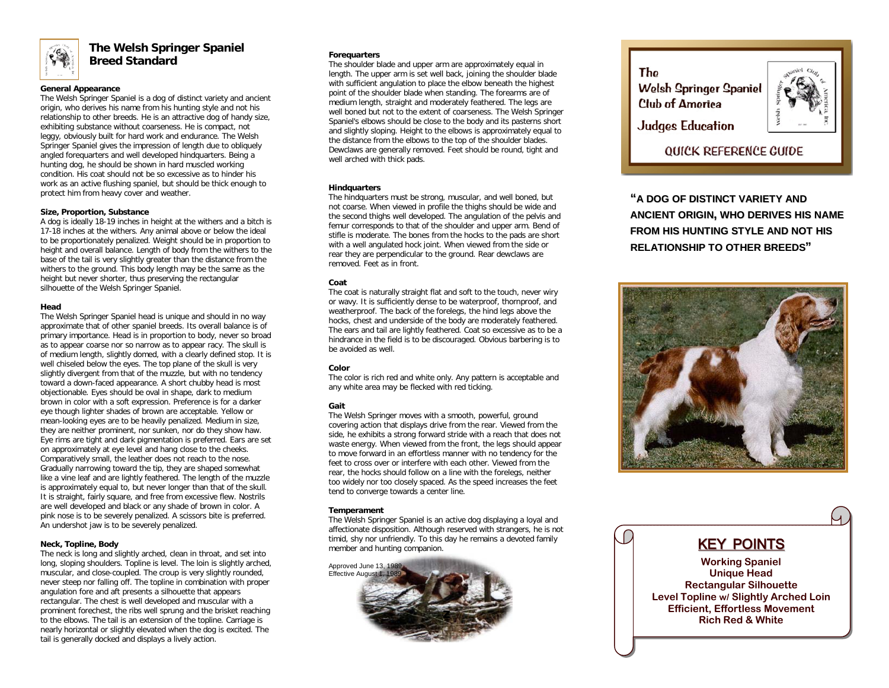# The Welsh Springer Spaniel Breed Standard

### General Appearance

The Welsh Springer Spaniel is a dog of distinct variety and ancient origin, who derives his name from his hunting style and not his relationship to other breeds. He is an attractive dog of handy size, exhibiting substance without coarseness. He is compact, not leggy, obviously built for hard work and endurance. The Welsh Springer Spaniel gives the impression of length due to obliquely angled forequarters and well developed hindquarters. Being a hunting dog, he should be shown in hard muscled working condition. His coat should not be so excessive as to hinder his work as an active flushing spaniel, but should be thick enough to protect him from heavy cover and weather.

### Size, Proportion, Substance

A dog is ideally 18-19 inches in height at the withers and a bitch is 17-18 inches at the withers. Any animal above or below the ideal to be proportionately penalized. Weight should be in proportion to height and overall balance. Length of body from the withers to the base of the tail is very slightly greater than the distance from the withers to the ground. This body length may be the same as the height but never shorter, thus preserving the rectangular silhouette of the Welsh Springer Spaniel.

### Head

The Welsh Springer Spaniel head is unique and should in no way approximate that of other spaniel breeds. Its overall balance is of primary importance. Head is in proportion to body, never so broad as to appear coarse nor so narrow as to appear racy. The skull is of medium length, slightly domed, with a clearly defined stop. It is well chiseled below the eyes. The top plane of the skull is very slightly divergent from that of the muzzle, but with no tendency toward a down-faced appearance. A short chubby head is most objectionable. Eyes should be oval in shape, dark to medium brown in color with a soft expression. Preference is for a darker eye though lighter shades of brown are acceptable. Yellow or mean-looking eyes are to be heavily penalized. Medium in size, they are neither prominent, nor sunken, nor do they show haw. Eye rims are tight and dark pigmentation is preferred. Ears are set on approximately at eye level and hang close to the cheeks. Comparatively small, the leather does not reach to the nose. Gradually narrowing toward the tip, they are shaped somewhat like a vine leaf and are lightly feathered. The length of the muzzle is approximately equal to, but never longer than that of the skull. It is straight, fairly square, and free from excessive flew. Nostrils are well developed and black or any shade of brown in color. A pink nose is to be severely penalized. A scissors bite is preferred. An undershot jaw is to be severely penalized.

### Neck, Topline, Body

The neck is long and slightly arched, clean in throat, and set into long, sloping shoulders. Topline is level. The loin is slightly arched, muscular, and close-coupled. The croup is very slightly rounded, never steep nor falling off. The topline in combination with proper angulation fore and aft presents a silhouette that appears rectangular. The chest is well developed and muscular with a prominent forechest, the ribs well sprung and the brisket reaching to the elbows. The tail is an extension of the topline. Carriage is nearly horizontal or slightly elevated when the dog is excited. The tail is generally docked and displays a lively action.

### Forequarters

The shoulder blade and upper arm are approximately equal in length. The upper arm is set well back, joining the shoulder blade with sufficient angulation to place the elbow beneath the highest point of the shoulder blade when standing. The forearms are of medium length, straight and moderately feathered. The legs are well boned but not to the extent of coarseness. The Welsh Springer Spaniel's elbows should be close to the body and its pasterns short and slightly sloping. Height to the elbows is approximately equal to the distance from the elbows to the top of the shoulder blades. Dewclaws are generally removed. Feet should be round, tight and well arched with thick pads.

### Hindquarters

The hindquarters must be strong, muscular, and well boned, but not coarse. When viewed in profile the thighs should be wide and the second thighs well developed. The angulation of the pelvis and femur corresponds to that of the shoulder and upper arm. Bend of stifle is moderate. The bones from the hocks to the pads are short with a well angulated hock joint. When viewed from the side or rear they are perpendicular to the ground. Rear dewclaws are removed. Feet as in front.

### Coat

The coat is naturally straight flat and soft to the touch, never wiry or wavy. It is sufficiently dense to be waterproof, thornproof, and weatherproof. The back of the forelegs, the hind legs above the hocks, chest and underside of the body are moderately feathered. The ears and tail are lightly feathered. Coat so excessive as to be a hindrance in the field is to be discouraged. Obvious barbering is to be avoided as well.

### Color

The color is rich red and white only. Any pattern is acceptable and any white area may be flecked with red ticking.

### Gait

The Welsh Springer moves with a smooth, powerful, ground covering action that displays drive from the rear. Viewed from the side, he exhibits a strong forward stride with a reach that does not waste energy. When viewed from the front, the legs should appear to move forward in an effortless manner with no tendency for the feet to cross over or interfere with each other. Viewed from the rear, the hocks should follow on a line with the forelegs, neither too widely nor too closely spaced. As the speed increases the feet tend to converge towards a center line.

### Temperament

The Welsh Springer Spaniel is an active dog displaying a loyal and affectionate disposition. Although reserved with strangers, he is not timid, shy nor unfriendly. To this day he remains a devoted family member and hunting companion.

Approved June 13, 1989
Effective August 1, 1989

# The Welsh Springer Spaniel Club of America Judges Education

## QUICK REFERENCE GUIDE

**"A DOG OF DISTINCT VARIETY AND ANCIENT ORIGIN, WHO DERIVES HIS NAME FROM HIS HUNTING STYLE AND NOT HIS RELATIONSHIP TO OTHER BREEDS"**

## KEY POINTS

**Working Spaniel**
**Unique Head**
**Rectangular Silhouette**
**Level Topline w/ Slightly Arched Loin**
**Efficient, Effortless Movement**
**Rich Red & White**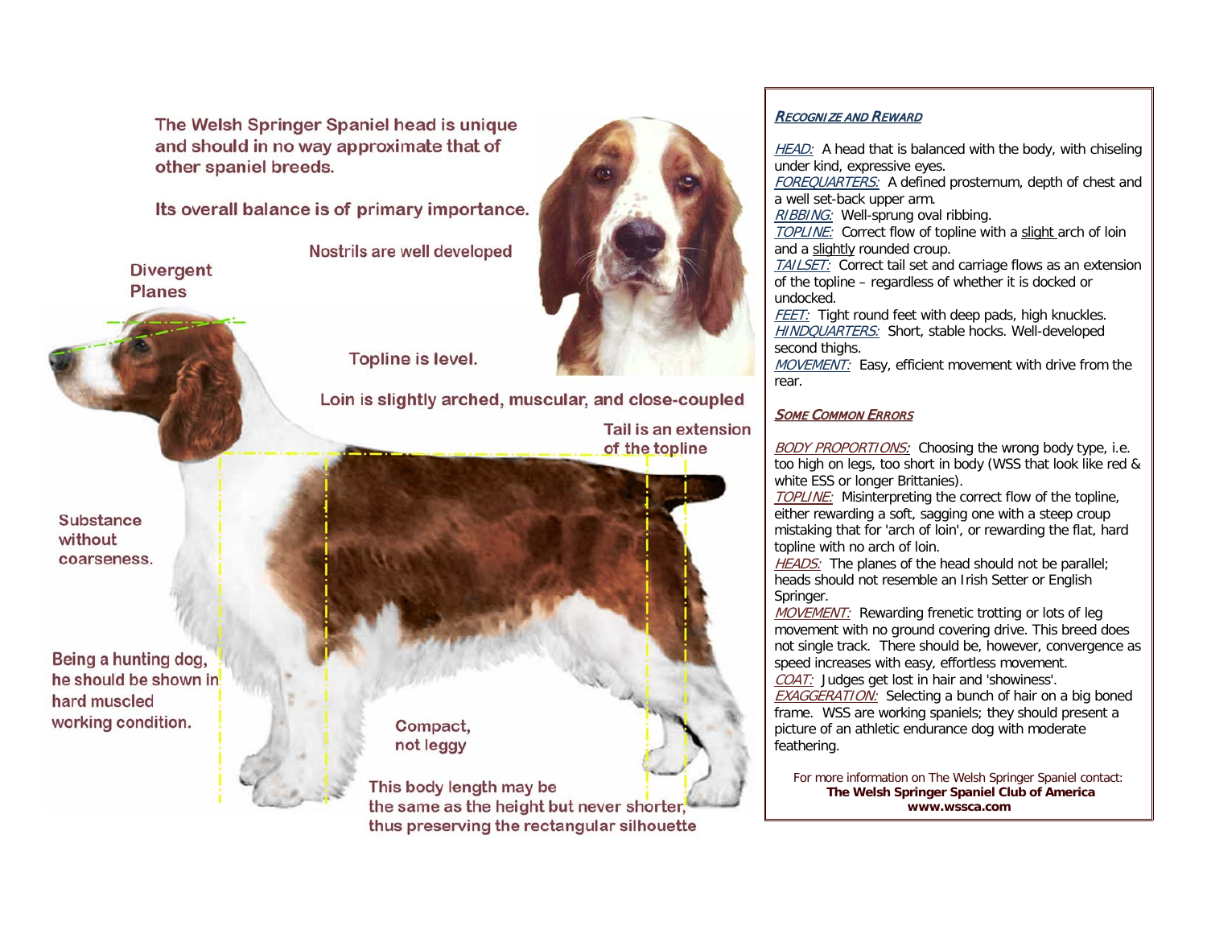The Welsh Springer Spaniel head is unique and should in no way approximate that of other spaniel breeds.

Its overall balance is of primary importance.

Nostrils are well developed

Divergent Planes

Topline is level.

Loin is slightly arched, muscular, and close-coupled

Tail is an extension of the topline

Substance without coarseness.

Being a hunting dog, he should be shown in hard muscled working condition.

Compact, not leggy

This body length may be the same as the height but never shorter, thus preserving the rectangular silhouette

## RECOGNIZE AND REWARD

*HEAD:* A head that is balanced with the body, with chiseling under kind, expressive eyes.
*FOREQUARTERS:* A defined prosternum, depth of chest and a well set-back upper arm.
*RIBBING:* Well-sprung oval ribbing.
*TOPLINE:* Correct flow of topline with a slight arch of loin and a slightly rounded croup.
*TAILSET:* Correct tail set and carriage flows as an extension of the topline – regardless of whether it is docked or undocked.
*FEET:* Tight round feet with deep pads, high knuckles.
*HINDQUARTERS:* Short, stable hocks. Well-developed second thighs.
*MOVEMENT:* Easy, efficient movement with drive from the rear.

## SOME COMMON ERRORS

*BODY PROPORTIONS:* Choosing the wrong body type, i.e. too high on legs, too short in body (WSS that look like red & white ESS or longer Brittanies).
*TOPLINE:* Misinterpreting the correct flow of the topline, either rewarding a soft, sagging one with a steep croup mistaking that for 'arch of loin', or rewarding the flat, hard topline with no arch of loin.
*HEADS:* The planes of the head should not be parallel; heads should not resemble an Irish Setter or English Springer.
*MOVEMENT:* Rewarding frenetic trotting or lots of leg movement with no ground covering drive. This breed does not single track. There should be, however, convergence as speed increases with easy, effortless movement.
*COAT:* Judges get lost in hair and 'showiness'.
*EXAGGERATION:* Selecting a bunch of hair on a big boned frame. WSS are working spaniels; they should present a picture of an athletic endurance dog with moderate feathering.

For more information on The Welsh Springer Spaniel contact:
**The Welsh Springer Spaniel Club of America**
**www.wssca.com**